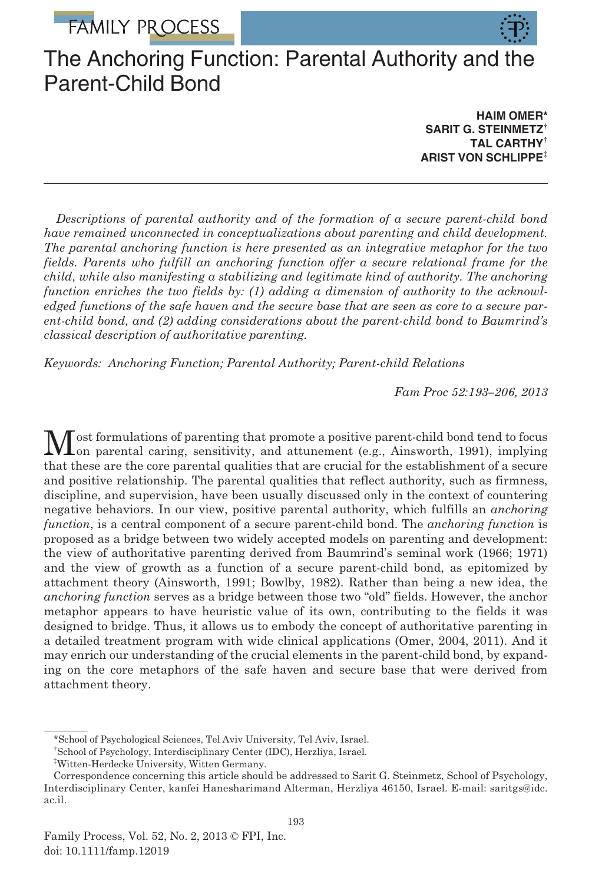# The Anchoring Function: Parental Authority and the Parent-Child Bond

**HAIM OMER*[*]**
**SARIT G. STEINMETZ[†]**
**TAL CARTHY[†]**
**ARIST VON SCHLIPPE[‡]**

*Descriptions of parental authority and of the formation of a secure parent-child bond have remained unconnected in conceptualizations about parenting and child development. The parental anchoring function is here presented as an integrative metaphor for the two fields. Parents who fulfill an anchoring function offer a secure relational frame for the child, while also manifesting a stabilizing and legitimate kind of authority. The anchoring function enriches the two fields by: (1) adding a dimension of authority to the acknowledged functions of the safe haven and the secure base that are seen as core to a secure parent-child bond, and (2) adding considerations about the parent-child bond to Baumrind's classical description of authoritative parenting.*

*Keywords: Anchoring Function; Parental Authority; Parent-child Relations*

*Fam Proc 52:193–206, 2013*

Most formulations of parenting that promote a positive parent-child bond tend to focus on parental caring, sensitivity, and attunement (e.g., Ainsworth, 1991), implying that these are the core parental qualities that are crucial for the establishment of a secure and positive relationship. The parental qualities that reflect authority, such as firmness, discipline, and supervision, have been usually discussed only in the context of countering negative behaviors. In our view, positive parental authority, which fulfills an *anchoring function*, is a central component of a secure parent-child bond. The *anchoring function* is proposed as a bridge between two widely accepted models on parenting and development: the view of authoritative parenting derived from Baumrind's seminal work (1966; 1971) and the view of growth as a function of a secure parent-child bond, as epitomized by attachment theory (Ainsworth, 1991; Bowlby, 1982). Rather than being a new idea, the *anchoring function* serves as a bridge between those two "old" fields. However, the anchor metaphor appears to have heuristic value of its own, contributing to the fields it was designed to bridge. Thus, it allows us to embody the concept of authoritative parenting in a detailed treatment program with wide clinical applications (Omer, 2004, 2011). And it may enrich our understanding of the crucial elements in the parent-child bond, by expanding on the core metaphors of the safe haven and secure base that were derived from attachment theory.

---

[*] School of Psychological Sciences, Tel Aviv University, Tel Aviv, Israel.

[†] School of Psychology, Interdisciplinary Center (IDC), Herzliya, Israel.

[‡] Witten-Herdecke University, Witten Germany.

Correspondence concerning this article should be addressed to Sarit G. Steinmetz, School of Psychology, Interdisciplinary Center, kanfei Hanesharimand Alterman, Herzliya 46150, Israel. E-mail: saritgs@idc.ac.il.

Family Process, Vol. 52, No. 2, 2013 © FPI, Inc.
doi: 10.1111/famp.12019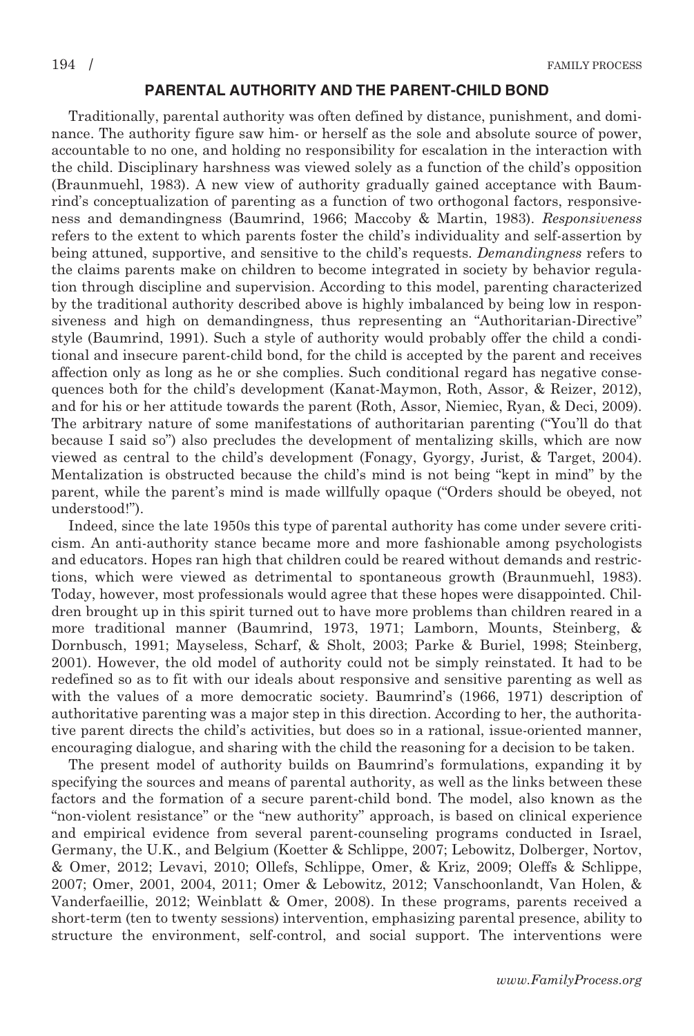## PARENTAL AUTHORITY AND THE PARENT-CHILD BOND

Traditionally, parental authority was often defined by distance, punishment, and dominance. The authority figure saw him- or herself as the sole and absolute source of power, accountable to no one, and holding no responsibility for escalation in the interaction with the child. Disciplinary harshness was viewed solely as a function of the child's opposition (Braunmuehl, 1983). A new view of authority gradually gained acceptance with Baumrind's conceptualization of parenting as a function of two orthogonal factors, responsiveness and demandingness (Baumrind, 1966; Maccoby & Martin, 1983). *Responsiveness* refers to the extent to which parents foster the child's individuality and self-assertion by being attuned, supportive, and sensitive to the child's requests. *Demandingness* refers to the claims parents make on children to become integrated in society by behavior regulation through discipline and supervision. According to this model, parenting characterized by the traditional authority described above is highly imbalanced by being low in responsiveness and high on demandingness, thus representing an "Authoritarian-Directive" style (Baumrind, 1991). Such a style of authority would probably offer the child a conditional and insecure parent-child bond, for the child is accepted by the parent and receives affection only as long as he or she complies. Such conditional regard has negative consequences both for the child's development (Kanat-Maymon, Roth, Assor, & Reizer, 2012), and for his or her attitude towards the parent (Roth, Assor, Niemiec, Ryan, & Deci, 2009). The arbitrary nature of some manifestations of authoritarian parenting ("You'll do that because I said so") also precludes the development of mentalizing skills, which are now viewed as central to the child's development (Fonagy, Gyorgy, Jurist, & Target, 2004). Mentalization is obstructed because the child's mind is not being "kept in mind" by the parent, while the parent's mind is made willfully opaque ("Orders should be obeyed, not understood!").

Indeed, since the late 1950s this type of parental authority has come under severe criticism. An anti-authority stance became more and more fashionable among psychologists and educators. Hopes ran high that children could be reared without demands and restrictions, which were viewed as detrimental to spontaneous growth (Braunmuehl, 1983). Today, however, most professionals would agree that these hopes were disappointed. Children brought up in this spirit turned out to have more problems than children reared in a more traditional manner (Baumrind, 1973, 1971; Lamborn, Mounts, Steinberg, & Dornbusch, 1991; Mayseless, Scharf, & Sholt, 2003; Parke & Buriel, 1998; Steinberg, 2001). However, the old model of authority could not be simply reinstated. It had to be redefined so as to fit with our ideals about responsive and sensitive parenting as well as with the values of a more democratic society. Baumrind's (1966, 1971) description of authoritative parenting was a major step in this direction. According to her, the authoritative parent directs the child's activities, but does so in a rational, issue-oriented manner, encouraging dialogue, and sharing with the child the reasoning for a decision to be taken.

The present model of authority builds on Baumrind's formulations, expanding it by specifying the sources and means of parental authority, as well as the links between these factors and the formation of a secure parent-child bond. The model, also known as the "non-violent resistance" or the "new authority" approach, is based on clinical experience and empirical evidence from several parent-counseling programs conducted in Israel, Germany, the U.K., and Belgium (Koetter & Schlippe, 2007; Lebowitz, Dolberger, Nortov, & Omer, 2012; Levavi, 2010; Ollefs, Schlippe, Omer, & Kriz, 2009; Oleffs & Schlippe, 2007; Omer, 2001, 2004, 2011; Omer & Lebowitz, 2012; Vanschoonlandt, Van Holen, & Vanderfaeillie, 2012; Weinblatt & Omer, 2008). In these programs, parents received a short-term (ten to twenty sessions) intervention, emphasizing parental presence, ability to structure the environment, self-control, and social support. The interventions were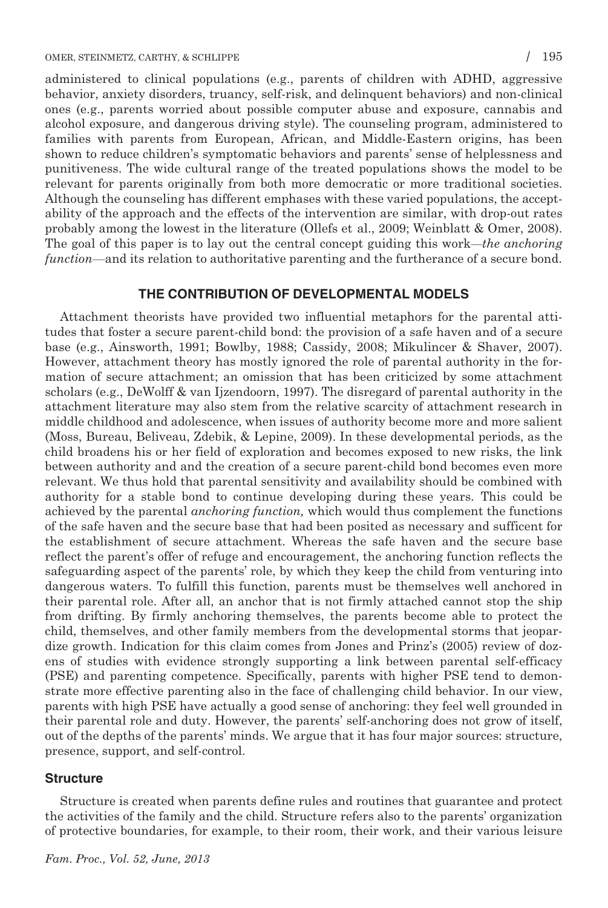administered to clinical populations (e.g., parents of children with ADHD, aggressive behavior, anxiety disorders, truancy, self-risk, and delinquent behaviors) and non-clinical ones (e.g., parents worried about possible computer abuse and exposure, cannabis and alcohol exposure, and dangerous driving style). The counseling program, administered to families with parents from European, African, and Middle-Eastern origins, has been shown to reduce children's symptomatic behaviors and parents' sense of helplessness and punitiveness. The wide cultural range of the treated populations shows the model to be relevant for parents originally from both more democratic or more traditional societies. Although the counseling has different emphases with these varied populations, the acceptability of the approach and the effects of the intervention are similar, with drop-out rates probably among the lowest in the literature (Ollefs et al., 2009; Weinblatt & Omer, 2008). The goal of this paper is to lay out the central concept guiding this work—*the anchoring function*—and its relation to authoritative parenting and the furtherance of a secure bond.

## THE CONTRIBUTION OF DEVELOPMENTAL MODELS

Attachment theorists have provided two influential metaphors for the parental attitudes that foster a secure parent-child bond: the provision of a safe haven and of a secure base (e.g., Ainsworth, 1991; Bowlby, 1988; Cassidy, 2008; Mikulincer & Shaver, 2007). However, attachment theory has mostly ignored the role of parental authority in the formation of secure attachment; an omission that has been criticized by some attachment scholars (e.g., DeWolff & van Ijzendoorn, 1997). The disregard of parental authority in the attachment literature may also stem from the relative scarcity of attachment research in middle childhood and adolescence, when issues of authority become more and more salient (Moss, Bureau, Beliveau, Zdebik, & Lepine, 2009). In these developmental periods, as the child broadens his or her field of exploration and becomes exposed to new risks, the link between authority and and the creation of a secure parent-child bond becomes even more relevant. We thus hold that parental sensitivity and availability should be combined with authority for a stable bond to continue developing during these years. This could be achieved by the parental *anchoring function,* which would thus complement the functions of the safe haven and the secure base that had been posited as necessary and sufficent for the establishment of secure attachment. Whereas the safe haven and the secure base reflect the parent's offer of refuge and encouragement, the anchoring function reflects the safeguarding aspect of the parents' role, by which they keep the child from venturing into dangerous waters. To fulfill this function, parents must be themselves well anchored in their parental role. After all, an anchor that is not firmly attached cannot stop the ship from drifting. By firmly anchoring themselves, the parents become able to protect the child, themselves, and other family members from the developmental storms that jeopardize growth. Indication for this claim comes from Jones and Prinz's (2005) review of dozens of studies with evidence strongly supporting a link between parental self-efficacy (PSE) and parenting competence. Specifically, parents with higher PSE tend to demonstrate more effective parenting also in the face of challenging child behavior. In our view, parents with high PSE have actually a good sense of anchoring: they feel well grounded in their parental role and duty. However, the parents' self-anchoring does not grow of itself, out of the depths of the parents' minds. We argue that it has four major sources: structure, presence, support, and self-control.

### Structure

Structure is created when parents define rules and routines that guarantee and protect the activities of the family and the child. Structure refers also to the parents' organization of protective boundaries, for example, to their room, their work, and their various leisure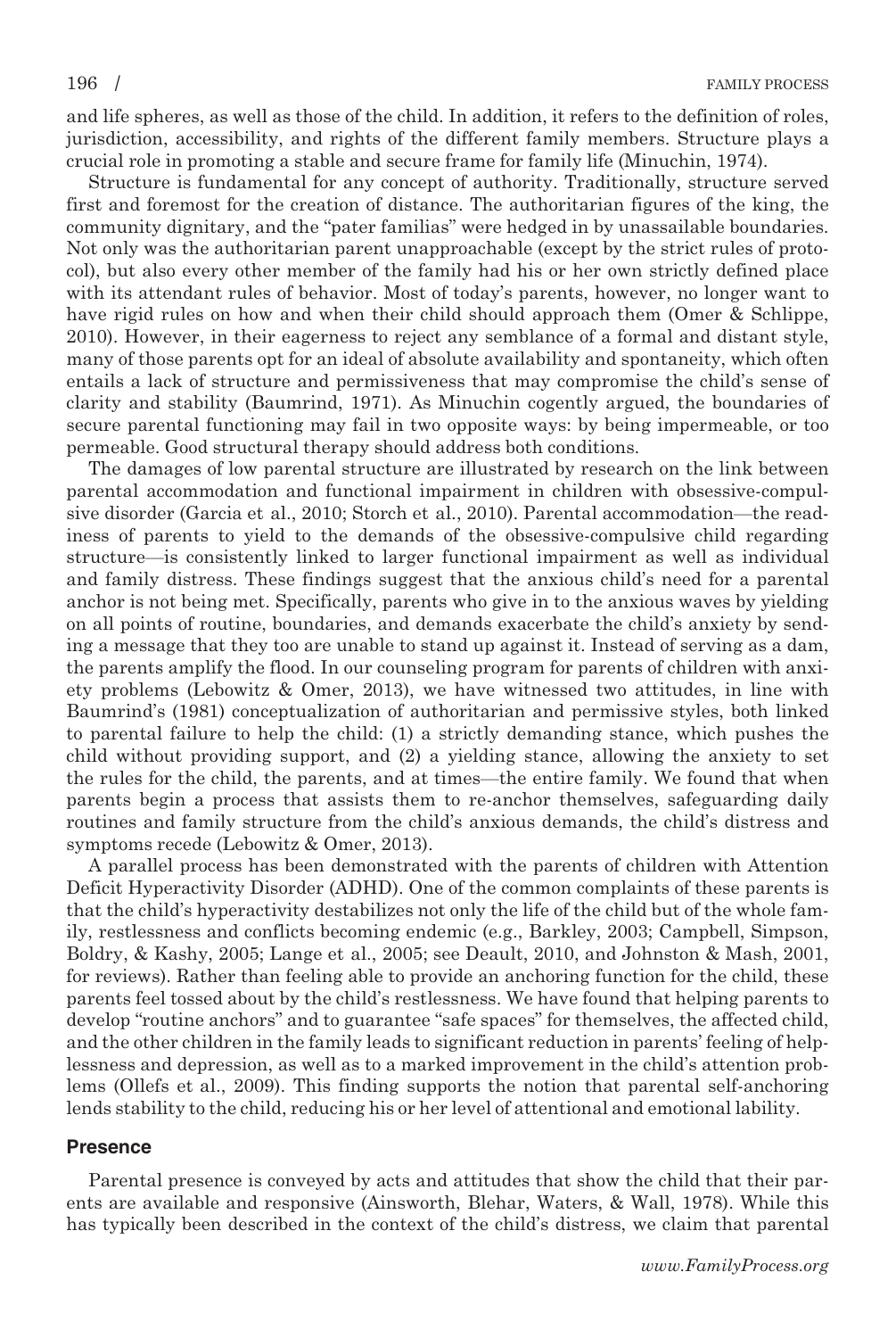and life spheres, as well as those of the child. In addition, it refers to the definition of roles, jurisdiction, accessibility, and rights of the different family members. Structure plays a crucial role in promoting a stable and secure frame for family life (Minuchin, 1974).

Structure is fundamental for any concept of authority. Traditionally, structure served first and foremost for the creation of distance. The authoritarian figures of the king, the community dignitary, and the "pater familias" were hedged in by unassailable boundaries. Not only was the authoritarian parent unapproachable (except by the strict rules of protocol), but also every other member of the family had his or her own strictly defined place with its attendant rules of behavior. Most of today's parents, however, no longer want to have rigid rules on how and when their child should approach them (Omer & Schlippe, 2010). However, in their eagerness to reject any semblance of a formal and distant style, many of those parents opt for an ideal of absolute availability and spontaneity, which often entails a lack of structure and permissiveness that may compromise the child's sense of clarity and stability (Baumrind, 1971). As Minuchin cogently argued, the boundaries of secure parental functioning may fail in two opposite ways: by being impermeable, or too permeable. Good structural therapy should address both conditions.

The damages of low parental structure are illustrated by research on the link between parental accommodation and functional impairment in children with obsessive-compulsive disorder (Garcia et al., 2010; Storch et al., 2010). Parental accommodation—the readiness of parents to yield to the demands of the obsessive-compulsive child regarding structure—is consistently linked to larger functional impairment as well as individual and family distress. These findings suggest that the anxious child's need for a parental anchor is not being met. Specifically, parents who give in to the anxious waves by yielding on all points of routine, boundaries, and demands exacerbate the child's anxiety by sending a message that they too are unable to stand up against it. Instead of serving as a dam, the parents amplify the flood. In our counseling program for parents of children with anxiety problems (Lebowitz & Omer, 2013), we have witnessed two attitudes, in line with Baumrind's (1981) conceptualization of authoritarian and permissive styles, both linked to parental failure to help the child: (1) a strictly demanding stance, which pushes the child without providing support, and (2) a yielding stance, allowing the anxiety to set the rules for the child, the parents, and at times—the entire family. We found that when parents begin a process that assists them to re-anchor themselves, safeguarding daily routines and family structure from the child's anxious demands, the child's distress and symptoms recede (Lebowitz & Omer, 2013).

A parallel process has been demonstrated with the parents of children with Attention Deficit Hyperactivity Disorder (ADHD). One of the common complaints of these parents is that the child's hyperactivity destabilizes not only the life of the child but of the whole family, restlessness and conflicts becoming endemic (e.g., Barkley, 2003; Campbell, Simpson, Boldry, & Kashy, 2005; Lange et al., 2005; see Deault, 2010, and Johnston & Mash, 2001, for reviews). Rather than feeling able to provide an anchoring function for the child, these parents feel tossed about by the child's restlessness. We have found that helping parents to develop "routine anchors" and to guarantee "safe spaces" for themselves, the affected child, and the other children in the family leads to significant reduction in parents' feeling of helplessness and depression, as well as to a marked improvement in the child's attention problems (Ollefs et al., 2009). This finding supports the notion that parental self-anchoring lends stability to the child, reducing his or her level of attentional and emotional lability.

### Presence

Parental presence is conveyed by acts and attitudes that show the child that their parents are available and responsive (Ainsworth, Blehar, Waters, & Wall, 1978). While this has typically been described in the context of the child's distress, we claim that parental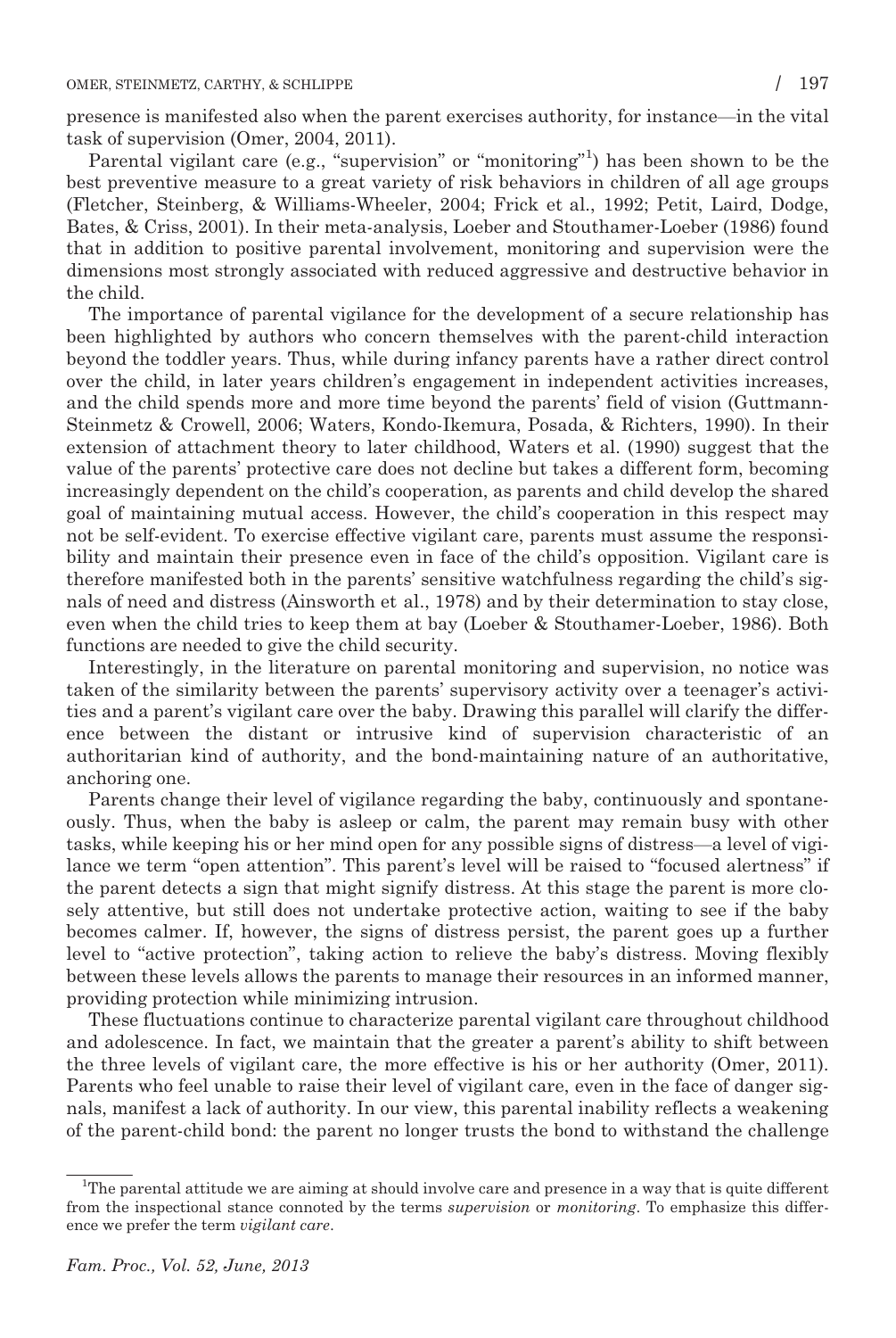presence is manifested also when the parent exercises authority, for instance—in the vital task of supervision (Omer, 2004, 2011).

Parental vigilant care (e.g., "supervision" or "monitoring"[1]) has been shown to be the best preventive measure to a great variety of risk behaviors in children of all age groups (Fletcher, Steinberg, & Williams-Wheeler, 2004; Frick et al., 1992; Petit, Laird, Dodge, Bates, & Criss, 2001). In their meta-analysis, Loeber and Stouthamer-Loeber (1986) found that in addition to positive parental involvement, monitoring and supervision were the dimensions most strongly associated with reduced aggressive and destructive behavior in the child.

The importance of parental vigilance for the development of a secure relationship has been highlighted by authors who concern themselves with the parent-child interaction beyond the toddler years. Thus, while during infancy parents have a rather direct control over the child, in later years children's engagement in independent activities increases, and the child spends more and more time beyond the parents' field of vision (Guttmann-Steinmetz & Crowell, 2006; Waters, Kondo-Ikemura, Posada, & Richters, 1990). In their extension of attachment theory to later childhood, Waters et al. (1990) suggest that the value of the parents' protective care does not decline but takes a different form, becoming increasingly dependent on the child's cooperation, as parents and child develop the shared goal of maintaining mutual access. However, the child's cooperation in this respect may not be self-evident. To exercise effective vigilant care, parents must assume the responsibility and maintain their presence even in face of the child's opposition. Vigilant care is therefore manifested both in the parents' sensitive watchfulness regarding the child's signals of need and distress (Ainsworth et al., 1978) and by their determination to stay close, even when the child tries to keep them at bay (Loeber & Stouthamer-Loeber, 1986). Both functions are needed to give the child security.

Interestingly, in the literature on parental monitoring and supervision, no notice was taken of the similarity between the parents' supervisory activity over a teenager's activities and a parent's vigilant care over the baby. Drawing this parallel will clarify the difference between the distant or intrusive kind of supervision characteristic of an authoritarian kind of authority, and the bond-maintaining nature of an authoritative, anchoring one.

Parents change their level of vigilance regarding the baby, continuously and spontaneously. Thus, when the baby is asleep or calm, the parent may remain busy with other tasks, while keeping his or her mind open for any possible signs of distress—a level of vigilance we term "open attention". This parent's level will be raised to "focused alertness" if the parent detects a sign that might signify distress. At this stage the parent is more closely attentive, but still does not undertake protective action, waiting to see if the baby becomes calmer. If, however, the signs of distress persist, the parent goes up a further level to "active protection", taking action to relieve the baby's distress. Moving flexibly between these levels allows the parents to manage their resources in an informed manner, providing protection while minimizing intrusion.

These fluctuations continue to characterize parental vigilant care throughout childhood and adolescence. In fact, we maintain that the greater a parent's ability to shift between the three levels of vigilant care, the more effective is his or her authority (Omer, 2011). Parents who feel unable to raise their level of vigilant care, even in the face of danger signals, manifest a lack of authority. In our view, this parental inability reflects a weakening of the parent-child bond: the parent no longer trusts the bond to withstand the challenge

[1] The parental attitude we are aiming at should involve care and presence in a way that is quite different from the inspectional stance connoted by the terms *supervision* or *monitoring*. To emphasize this difference we prefer the term *vigilant care*.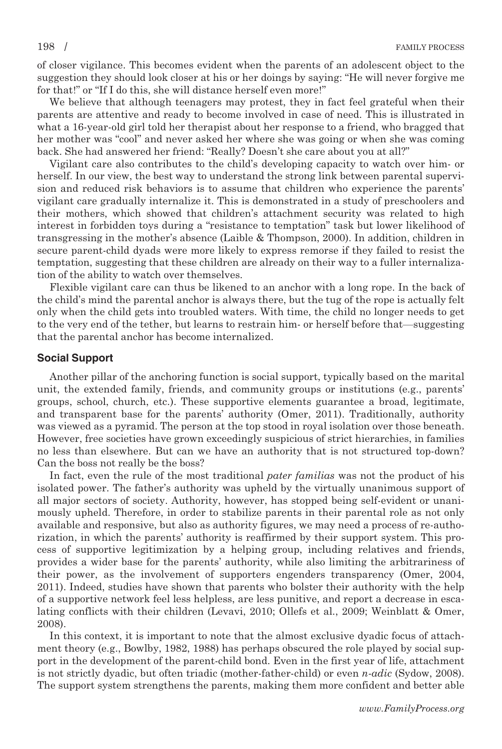of closer vigilance. This becomes evident when the parents of an adolescent object to the suggestion they should look closer at his or her doings by saying: "He will never forgive me for that!" or "If I do this, she will distance herself even more!"

We believe that although teenagers may protest, they in fact feel grateful when their parents are attentive and ready to become involved in case of need. This is illustrated in what a 16-year-old girl told her therapist about her response to a friend, who bragged that her mother was "cool" and never asked her where she was going or when she was coming back. She had answered her friend: "Really? Doesn't she care about you at all?"

Vigilant care also contributes to the child's developing capacity to watch over him- or herself. In our view, the best way to understand the strong link between parental supervision and reduced risk behaviors is to assume that children who experience the parents' vigilant care gradually internalize it. This is demonstrated in a study of preschoolers and their mothers, which showed that children's attachment security was related to high interest in forbidden toys during a "resistance to temptation" task but lower likelihood of transgressing in the mother's absence (Laible & Thompson, 2000). In addition, children in secure parent-child dyads were more likely to express remorse if they failed to resist the temptation, suggesting that these children are already on their way to a fuller internalization of the ability to watch over themselves.

Flexible vigilant care can thus be likened to an anchor with a long rope. In the back of the child's mind the parental anchor is always there, but the tug of the rope is actually felt only when the child gets into troubled waters. With time, the child no longer needs to get to the very end of the tether, but learns to restrain him- or herself before that—suggesting that the parental anchor has become internalized.

## Social Support

Another pillar of the anchoring function is social support, typically based on the marital unit, the extended family, friends, and community groups or institutions (e.g., parents' groups, school, church, etc.). These supportive elements guarantee a broad, legitimate, and transparent base for the parents' authority (Omer, 2011). Traditionally, authority was viewed as a pyramid. The person at the top stood in royal isolation over those beneath. However, free societies have grown exceedingly suspicious of strict hierarchies, in families no less than elsewhere. But can we have an authority that is not structured top-down? Can the boss not really be the boss?

In fact, even the rule of the most traditional *pater familias* was not the product of his isolated power. The father's authority was upheld by the virtually unanimous support of all major sectors of society. Authority, however, has stopped being self-evident or unanimously upheld. Therefore, in order to stabilize parents in their parental role as not only available and responsive, but also as authority figures, we may need a process of re-authorization, in which the parents' authority is reaffirmed by their support system. This process of supportive legitimization by a helping group, including relatives and friends, provides a wider base for the parents' authority, while also limiting the arbitrariness of their power, as the involvement of supporters engenders transparency (Omer, 2004, 2011). Indeed, studies have shown that parents who bolster their authority with the help of a supportive network feel less helpless, are less punitive, and report a decrease in escalating conflicts with their children (Levavi, 2010; Ollefs et al., 2009; Weinblatt & Omer, 2008).

In this context, it is important to note that the almost exclusive dyadic focus of attachment theory (e.g., Bowlby, 1982, 1988) has perhaps obscured the role played by social support in the development of the parent-child bond. Even in the first year of life, attachment is not strictly dyadic, but often triadic (mother-father-child) or even *n-adic* (Sydow, 2008). The support system strengthens the parents, making them more confident and better able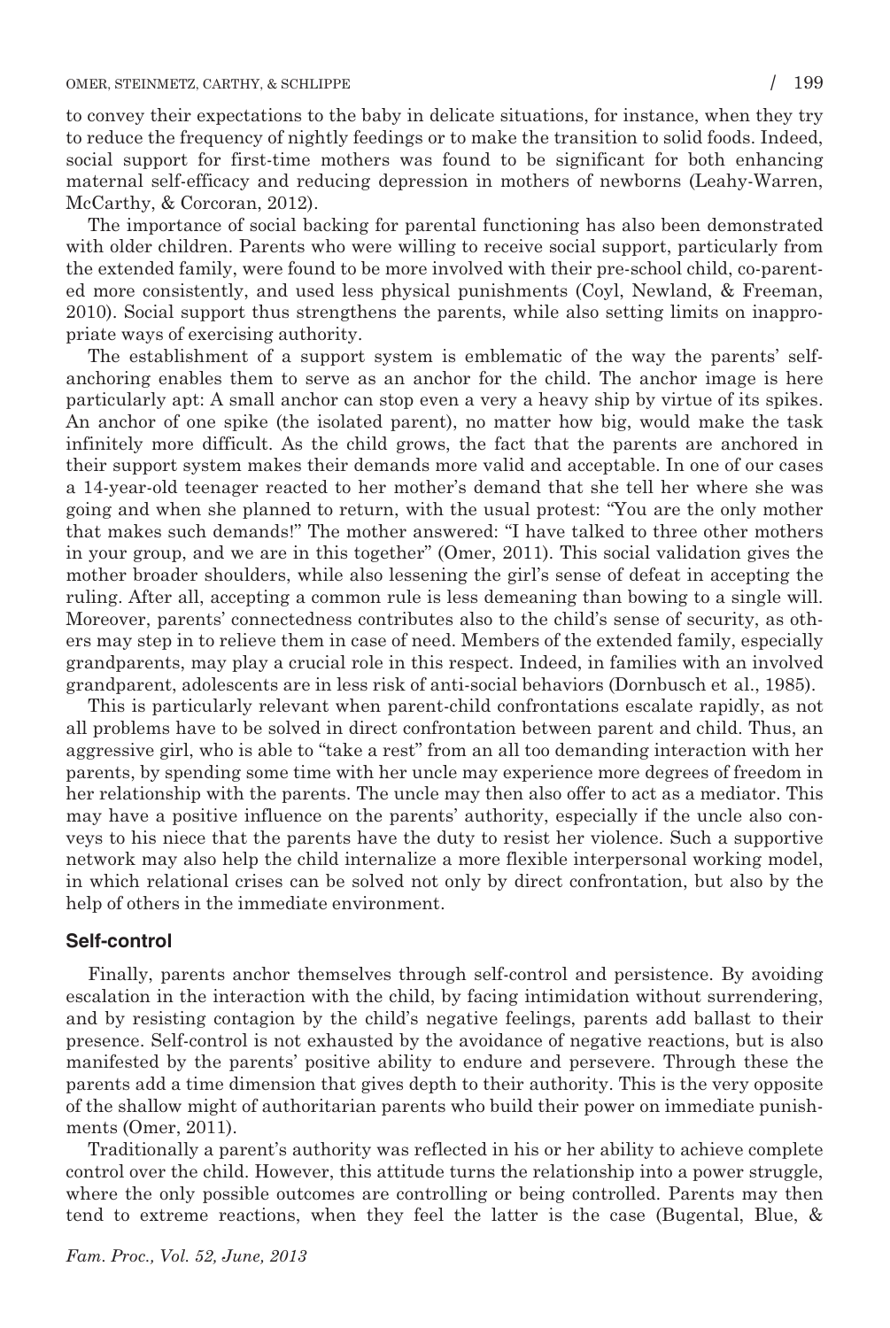to convey their expectations to the baby in delicate situations, for instance, when they try to reduce the frequency of nightly feedings or to make the transition to solid foods. Indeed, social support for first-time mothers was found to be significant for both enhancing maternal self-efficacy and reducing depression in mothers of newborns (Leahy-Warren, McCarthy, & Corcoran, 2012).

The importance of social backing for parental functioning has also been demonstrated with older children. Parents who were willing to receive social support, particularly from the extended family, were found to be more involved with their pre-school child, co-parented more consistently, and used less physical punishments (Coyl, Newland, & Freeman, 2010). Social support thus strengthens the parents, while also setting limits on inappropriate ways of exercising authority.

The establishment of a support system is emblematic of the way the parents' self-anchoring enables them to serve as an anchor for the child. The anchor image is here particularly apt: A small anchor can stop even a very a heavy ship by virtue of its spikes. An anchor of one spike (the isolated parent), no matter how big, would make the task infinitely more difficult. As the child grows, the fact that the parents are anchored in their support system makes their demands more valid and acceptable. In one of our cases a 14-year-old teenager reacted to her mother's demand that she tell her where she was going and when she planned to return, with the usual protest: "You are the only mother that makes such demands!" The mother answered: "I have talked to three other mothers in your group, and we are in this together" (Omer, 2011). This social validation gives the mother broader shoulders, while also lessening the girl's sense of defeat in accepting the ruling. After all, accepting a common rule is less demeaning than bowing to a single will. Moreover, parents' connectedness contributes also to the child's sense of security, as others may step in to relieve them in case of need. Members of the extended family, especially grandparents, may play a crucial role in this respect. Indeed, in families with an involved grandparent, adolescents are in less risk of anti-social behaviors (Dornbusch et al., 1985).

This is particularly relevant when parent-child confrontations escalate rapidly, as not all problems have to be solved in direct confrontation between parent and child. Thus, an aggressive girl, who is able to "take a rest" from an all too demanding interaction with her parents, by spending some time with her uncle may experience more degrees of freedom in her relationship with the parents. The uncle may then also offer to act as a mediator. This may have a positive influence on the parents' authority, especially if the uncle also conveys to his niece that the parents have the duty to resist her violence. Such a supportive network may also help the child internalize a more flexible interpersonal working model, in which relational crises can be solved not only by direct confrontation, but also by the help of others in the immediate environment.

### Self-control

Finally, parents anchor themselves through self-control and persistence. By avoiding escalation in the interaction with the child, by facing intimidation without surrendering, and by resisting contagion by the child's negative feelings, parents add ballast to their presence. Self-control is not exhausted by the avoidance of negative reactions, but is also manifested by the parents' positive ability to endure and persevere. Through these the parents add a time dimension that gives depth to their authority. This is the very opposite of the shallow might of authoritarian parents who build their power on immediate punishments (Omer, 2011).

Traditionally a parent's authority was reflected in his or her ability to achieve complete control over the child. However, this attitude turns the relationship into a power struggle, where the only possible outcomes are controlling or being controlled. Parents may then tend to extreme reactions, when they feel the latter is the case (Bugental, Blue, &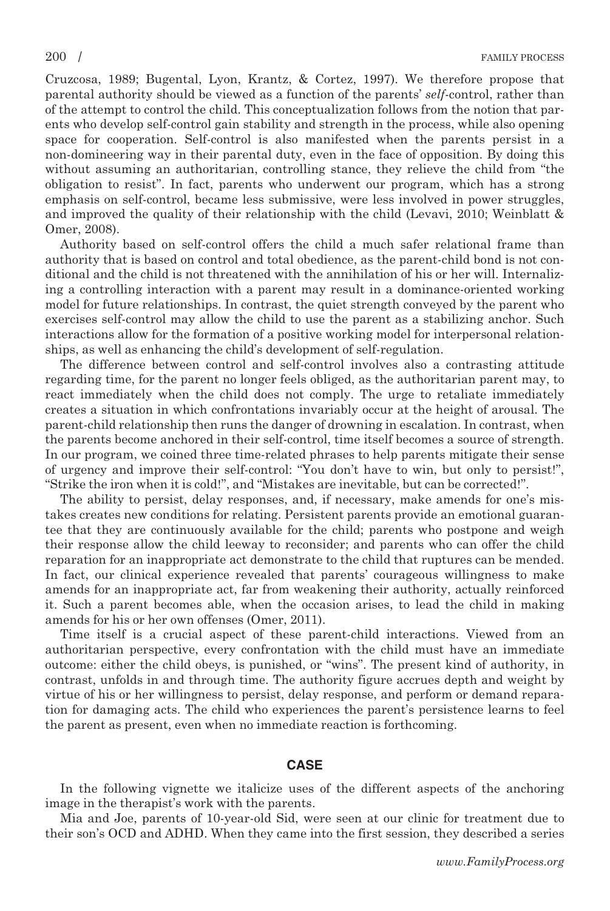Cruzcosa, 1989; Bugental, Lyon, Krantz, & Cortez, 1997). We therefore propose that parental authority should be viewed as a function of the parents' *self*-control, rather than of the attempt to control the child. This conceptualization follows from the notion that parents who develop self-control gain stability and strength in the process, while also opening space for cooperation. Self-control is also manifested when the parents persist in a non-domineering way in their parental duty, even in the face of opposition. By doing this without assuming an authoritarian, controlling stance, they relieve the child from "the obligation to resist". In fact, parents who underwent our program, which has a strong emphasis on self-control, became less submissive, were less involved in power struggles, and improved the quality of their relationship with the child (Levavi, 2010; Weinblatt & Omer, 2008).

Authority based on self-control offers the child a much safer relational frame than authority that is based on control and total obedience, as the parent-child bond is not conditional and the child is not threatened with the annihilation of his or her will. Internalizing a controlling interaction with a parent may result in a dominance-oriented working model for future relationships. In contrast, the quiet strength conveyed by the parent who exercises self-control may allow the child to use the parent as a stabilizing anchor. Such interactions allow for the formation of a positive working model for interpersonal relationships, as well as enhancing the child's development of self-regulation.

The difference between control and self-control involves also a contrasting attitude regarding time, for the parent no longer feels obliged, as the authoritarian parent may, to react immediately when the child does not comply. The urge to retaliate immediately creates a situation in which confrontations invariably occur at the height of arousal. The parent-child relationship then runs the danger of drowning in escalation. In contrast, when the parents become anchored in their self-control, time itself becomes a source of strength. In our program, we coined three time-related phrases to help parents mitigate their sense of urgency and improve their self-control: "You don't have to win, but only to persist!", "Strike the iron when it is cold!", and "Mistakes are inevitable, but can be corrected!".

The ability to persist, delay responses, and, if necessary, make amends for one's mistakes creates new conditions for relating. Persistent parents provide an emotional guarantee that they are continuously available for the child; parents who postpone and weigh their response allow the child leeway to reconsider; and parents who can offer the child reparation for an inappropriate act demonstrate to the child that ruptures can be mended. In fact, our clinical experience revealed that parents' courageous willingness to make amends for an inappropriate act, far from weakening their authority, actually reinforced it. Such a parent becomes able, when the occasion arises, to lead the child in making amends for his or her own offenses (Omer, 2011).

Time itself is a crucial aspect of these parent-child interactions. Viewed from an authoritarian perspective, every confrontation with the child must have an immediate outcome: either the child obeys, is punished, or "wins". The present kind of authority, in contrast, unfolds in and through time. The authority figure accrues depth and weight by virtue of his or her willingness to persist, delay response, and perform or demand reparation for damaging acts. The child who experiences the parent's persistence learns to feel the parent as present, even when no immediate reaction is forthcoming.

## CASE

In the following vignette we italicize uses of the different aspects of the anchoring image in the therapist's work with the parents.

Mia and Joe, parents of 10-year-old Sid, were seen at our clinic for treatment due to their son's OCD and ADHD. When they came into the first session, they described a series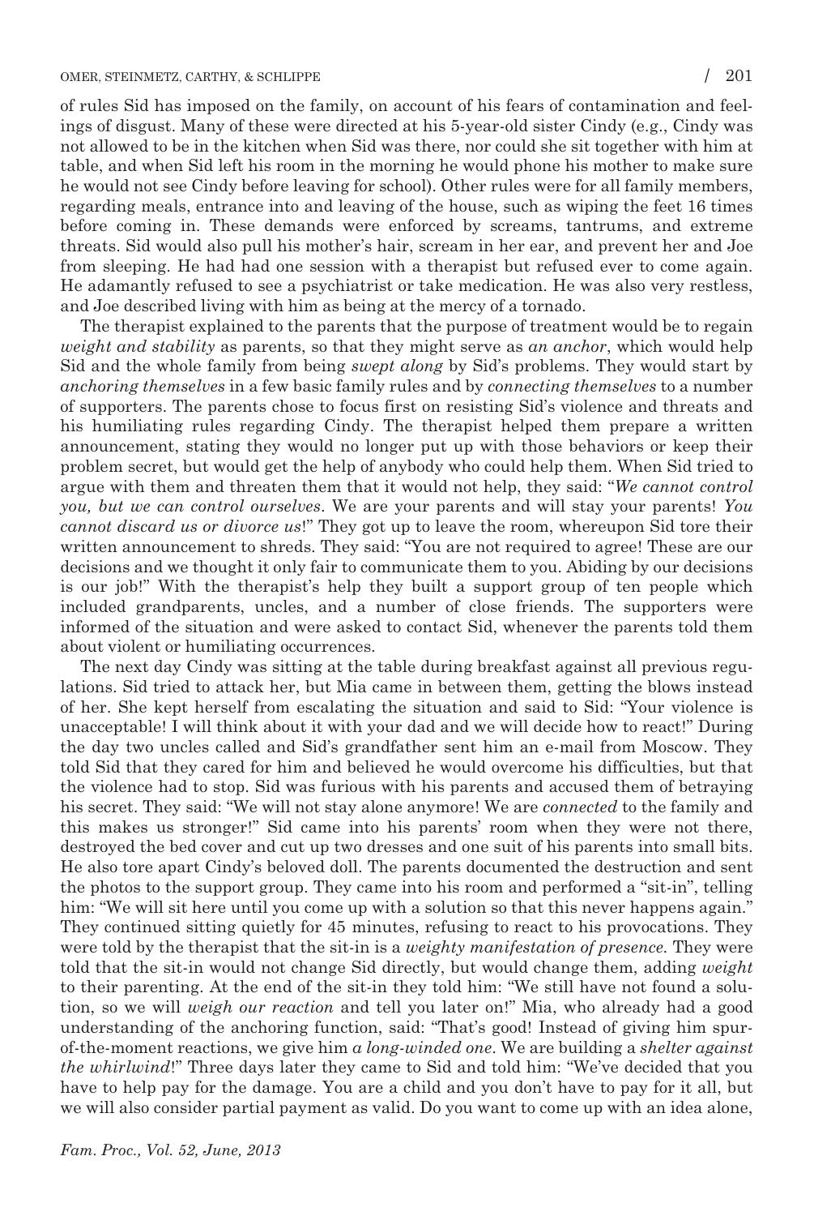of rules Sid has imposed on the family, on account of his fears of contamination and feelings of disgust. Many of these were directed at his 5-year-old sister Cindy (e.g., Cindy was not allowed to be in the kitchen when Sid was there, nor could she sit together with him at table, and when Sid left his room in the morning he would phone his mother to make sure he would not see Cindy before leaving for school). Other rules were for all family members, regarding meals, entrance into and leaving of the house, such as wiping the feet 16 times before coming in. These demands were enforced by screams, tantrums, and extreme threats. Sid would also pull his mother's hair, scream in her ear, and prevent her and Joe from sleeping. He had had one session with a therapist but refused ever to come again. He adamantly refused to see a psychiatrist or take medication. He was also very restless, and Joe described living with him as being at the mercy of a tornado.

The therapist explained to the parents that the purpose of treatment would be to regain *weight and stability* as parents, so that they might serve as *an anchor*, which would help Sid and the whole family from being *swept along* by Sid's problems. They would start by *anchoring themselves* in a few basic family rules and by *connecting themselves* to a number of supporters. The parents chose to focus first on resisting Sid's violence and threats and his humiliating rules regarding Cindy. The therapist helped them prepare a written announcement, stating they would no longer put up with those behaviors or keep their problem secret, but would get the help of anybody who could help them. When Sid tried to argue with them and threaten them that it would not help, they said: "*We cannot control you, but we can control ourselves*. We are your parents and will stay your parents! *You cannot discard us or divorce us*!" They got up to leave the room, whereupon Sid tore their written announcement to shreds. They said: "You are not required to agree! These are our decisions and we thought it only fair to communicate them to you. Abiding by our decisions is our job!" With the therapist's help they built a support group of ten people which included grandparents, uncles, and a number of close friends. The supporters were informed of the situation and were asked to contact Sid, whenever the parents told them about violent or humiliating occurrences.

The next day Cindy was sitting at the table during breakfast against all previous regulations. Sid tried to attack her, but Mia came in between them, getting the blows instead of her. She kept herself from escalating the situation and said to Sid: "Your violence is unacceptable! I will think about it with your dad and we will decide how to react!" During the day two uncles called and Sid's grandfather sent him an e-mail from Moscow. They told Sid that they cared for him and believed he would overcome his difficulties, but that the violence had to stop. Sid was furious with his parents and accused them of betraying his secret. They said: "We will not stay alone anymore! We are *connected* to the family and this makes us stronger!" Sid came into his parents' room when they were not there, destroyed the bed cover and cut up two dresses and one suit of his parents into small bits. He also tore apart Cindy's beloved doll. The parents documented the destruction and sent the photos to the support group. They came into his room and performed a "sit-in", telling him: "We will sit here until you come up with a solution so that this never happens again." They continued sitting quietly for 45 minutes, refusing to react to his provocations. They were told by the therapist that the sit-in is a *weighty manifestation of presence.* They were told that the sit-in would not change Sid directly, but would change them, adding *weight* to their parenting. At the end of the sit-in they told him: "We still have not found a solution, so we will *weigh our reaction* and tell you later on!" Mia, who already had a good understanding of the anchoring function, said: "That's good! Instead of giving him spur-of-the-moment reactions, we give him *a long-winded one*. We are building a *shelter against the whirlwind*!" Three days later they came to Sid and told him: "We've decided that you have to help pay for the damage. You are a child and you don't have to pay for it all, but we will also consider partial payment as valid. Do you want to come up with an idea alone,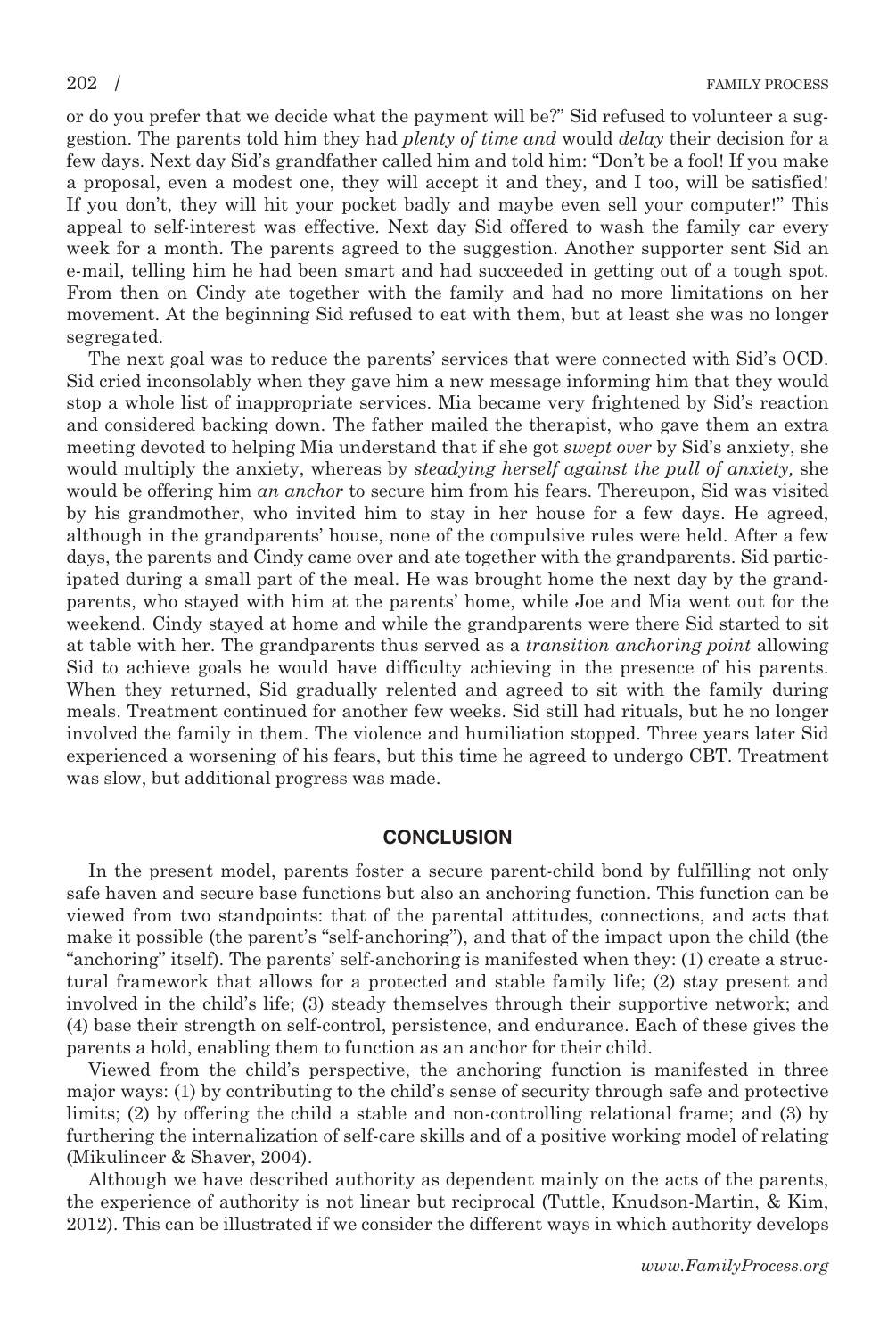or do you prefer that we decide what the payment will be?" Sid refused to volunteer a suggestion. The parents told him they had *plenty of time and* would *delay* their decision for a few days. Next day Sid's grandfather called him and told him: "Don't be a fool! If you make a proposal, even a modest one, they will accept it and they, and I too, will be satisfied! If you don't, they will hit your pocket badly and maybe even sell your computer!" This appeal to self-interest was effective. Next day Sid offered to wash the family car every week for a month. The parents agreed to the suggestion. Another supporter sent Sid an e-mail, telling him he had been smart and had succeeded in getting out of a tough spot. From then on Cindy ate together with the family and had no more limitations on her movement. At the beginning Sid refused to eat with them, but at least she was no longer segregated.

The next goal was to reduce the parents' services that were connected with Sid's OCD. Sid cried inconsolably when they gave him a new message informing him that they would stop a whole list of inappropriate services. Mia became very frightened by Sid's reaction and considered backing down. The father mailed the therapist, who gave them an extra meeting devoted to helping Mia understand that if she got *swept over* by Sid's anxiety, she would multiply the anxiety, whereas by *steadying herself against the pull of anxiety,* she would be offering him *an anchor* to secure him from his fears. Thereupon, Sid was visited by his grandmother, who invited him to stay in her house for a few days. He agreed, although in the grandparents' house, none of the compulsive rules were held. After a few days, the parents and Cindy came over and ate together with the grandparents. Sid participated during a small part of the meal. He was brought home the next day by the grandparents, who stayed with him at the parents' home, while Joe and Mia went out for the weekend. Cindy stayed at home and while the grandparents were there Sid started to sit at table with her. The grandparents thus served as a *transition anchoring point* allowing Sid to achieve goals he would have difficulty achieving in the presence of his parents. When they returned, Sid gradually relented and agreed to sit with the family during meals. Treatment continued for another few weeks. Sid still had rituals, but he no longer involved the family in them. The violence and humiliation stopped. Three years later Sid experienced a worsening of his fears, but this time he agreed to undergo CBT. Treatment was slow, but additional progress was made.

## CONCLUSION

In the present model, parents foster a secure parent-child bond by fulfilling not only safe haven and secure base functions but also an anchoring function. This function can be viewed from two standpoints: that of the parental attitudes, connections, and acts that make it possible (the parent's "self-anchoring"), and that of the impact upon the child (the "anchoring" itself). The parents' self-anchoring is manifested when they: (1) create a structural framework that allows for a protected and stable family life; (2) stay present and involved in the child's life; (3) steady themselves through their supportive network; and (4) base their strength on self-control, persistence, and endurance. Each of these gives the parents a hold, enabling them to function as an anchor for their child.

Viewed from the child's perspective, the anchoring function is manifested in three major ways: (1) by contributing to the child's sense of security through safe and protective limits; (2) by offering the child a stable and non-controlling relational frame; and (3) by furthering the internalization of self-care skills and of a positive working model of relating (Mikulincer & Shaver, 2004).

Although we have described authority as dependent mainly on the acts of the parents, the experience of authority is not linear but reciprocal (Tuttle, Knudson-Martin, & Kim, 2012). This can be illustrated if we consider the different ways in which authority develops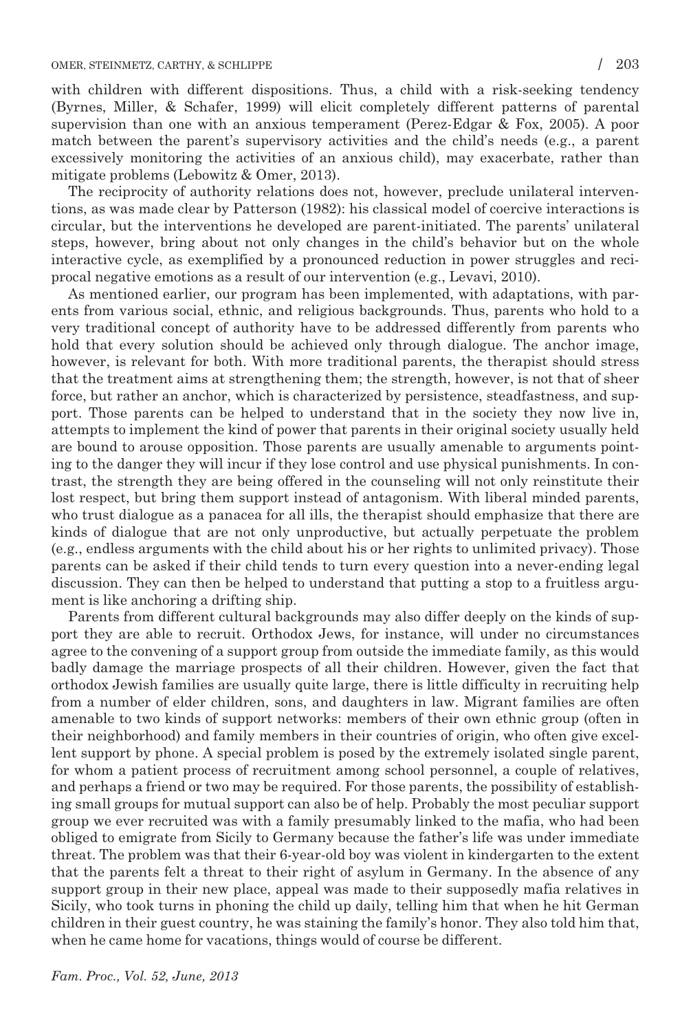with children with different dispositions. Thus, a child with a risk-seeking tendency (Byrnes, Miller, & Schafer, 1999) will elicit completely different patterns of parental supervision than one with an anxious temperament (Perez-Edgar & Fox, 2005). A poor match between the parent's supervisory activities and the child's needs (e.g., a parent excessively monitoring the activities of an anxious child), may exacerbate, rather than mitigate problems (Lebowitz & Omer, 2013).

The reciprocity of authority relations does not, however, preclude unilateral interventions, as was made clear by Patterson (1982): his classical model of coercive interactions is circular, but the interventions he developed are parent-initiated. The parents' unilateral steps, however, bring about not only changes in the child's behavior but on the whole interactive cycle, as exemplified by a pronounced reduction in power struggles and reciprocal negative emotions as a result of our intervention (e.g., Levavi, 2010).

As mentioned earlier, our program has been implemented, with adaptations, with parents from various social, ethnic, and religious backgrounds. Thus, parents who hold to a very traditional concept of authority have to be addressed differently from parents who hold that every solution should be achieved only through dialogue. The anchor image, however, is relevant for both. With more traditional parents, the therapist should stress that the treatment aims at strengthening them; the strength, however, is not that of sheer force, but rather an anchor, which is characterized by persistence, steadfastness, and support. Those parents can be helped to understand that in the society they now live in, attempts to implement the kind of power that parents in their original society usually held are bound to arouse opposition. Those parents are usually amenable to arguments pointing to the danger they will incur if they lose control and use physical punishments. In contrast, the strength they are being offered in the counseling will not only reinstitute their lost respect, but bring them support instead of antagonism. With liberal minded parents, who trust dialogue as a panacea for all ills, the therapist should emphasize that there are kinds of dialogue that are not only unproductive, but actually perpetuate the problem (e.g., endless arguments with the child about his or her rights to unlimited privacy). Those parents can be asked if their child tends to turn every question into a never-ending legal discussion. They can then be helped to understand that putting a stop to a fruitless argument is like anchoring a drifting ship.

Parents from different cultural backgrounds may also differ deeply on the kinds of support they are able to recruit. Orthodox Jews, for instance, will under no circumstances agree to the convening of a support group from outside the immediate family, as this would badly damage the marriage prospects of all their children. However, given the fact that orthodox Jewish families are usually quite large, there is little difficulty in recruiting help from a number of elder children, sons, and daughters in law. Migrant families are often amenable to two kinds of support networks: members of their own ethnic group (often in their neighborhood) and family members in their countries of origin, who often give excellent support by phone. A special problem is posed by the extremely isolated single parent, for whom a patient process of recruitment among school personnel, a couple of relatives, and perhaps a friend or two may be required. For those parents, the possibility of establishing small groups for mutual support can also be of help. Probably the most peculiar support group we ever recruited was with a family presumably linked to the mafia, who had been obliged to emigrate from Sicily to Germany because the father's life was under immediate threat. The problem was that their 6-year-old boy was violent in kindergarten to the extent that the parents felt a threat to their right of asylum in Germany. In the absence of any support group in their new place, appeal was made to their supposedly mafia relatives in Sicily, who took turns in phoning the child up daily, telling him that when he hit German children in their guest country, he was staining the family's honor. They also told him that, when he came home for vacations, things would of course be different.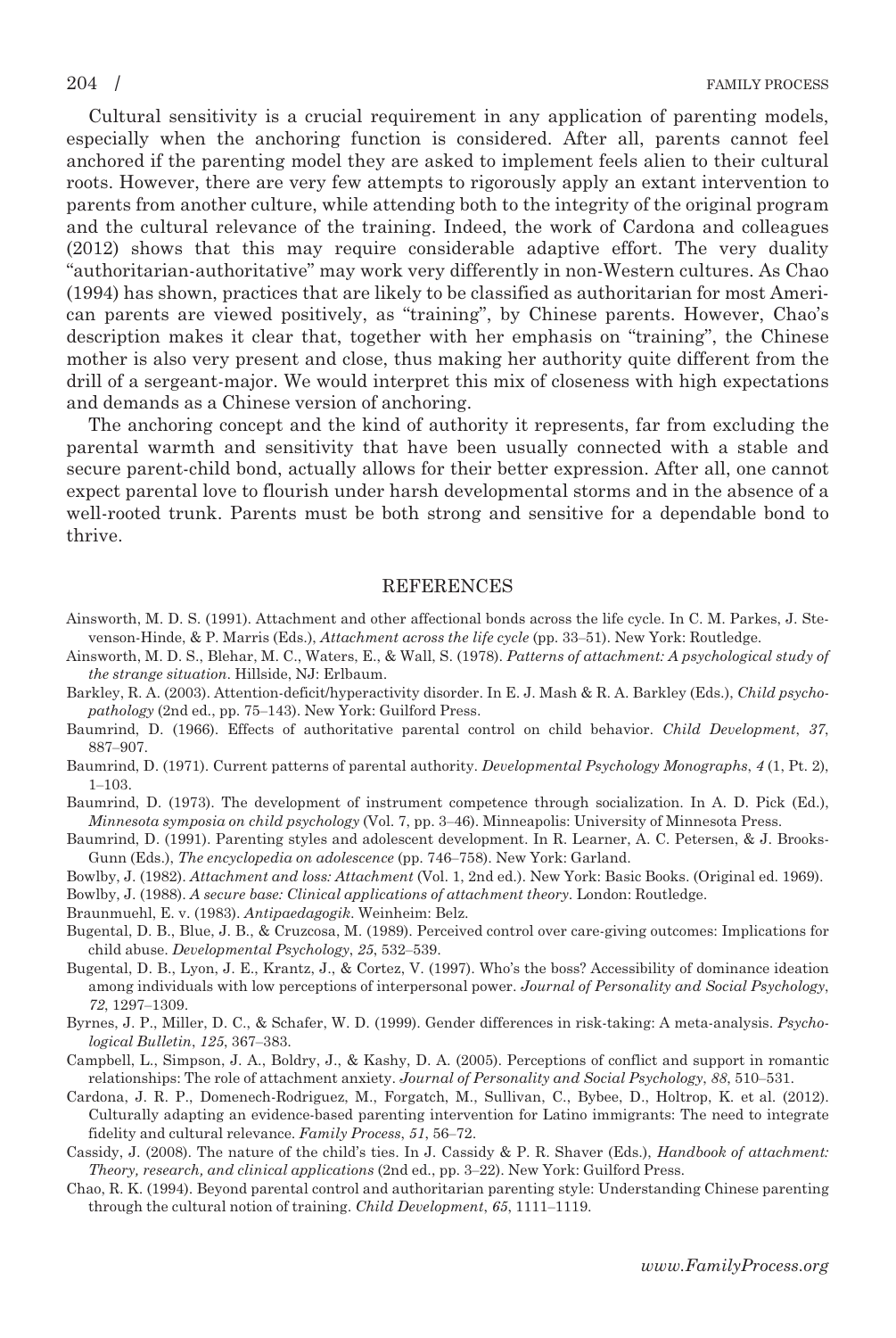Cultural sensitivity is a crucial requirement in any application of parenting models, especially when the anchoring function is considered. After all, parents cannot feel anchored if the parenting model they are asked to implement feels alien to their cultural roots. However, there are very few attempts to rigorously apply an extant intervention to parents from another culture, while attending both to the integrity of the original program and the cultural relevance of the training. Indeed, the work of Cardona and colleagues (2012) shows that this may require considerable adaptive effort. The very duality "authoritarian-authoritative" may work very differently in non-Western cultures. As Chao (1994) has shown, practices that are likely to be classified as authoritarian for most American parents are viewed positively, as "training", by Chinese parents. However, Chao's description makes it clear that, together with her emphasis on "training", the Chinese mother is also very present and close, thus making her authority quite different from the drill of a sergeant-major. We would interpret this mix of closeness with high expectations and demands as a Chinese version of anchoring.

The anchoring concept and the kind of authority it represents, far from excluding the parental warmth and sensitivity that have been usually connected with a stable and secure parent-child bond, actually allows for their better expression. After all, one cannot expect parental love to flourish under harsh developmental storms and in the absence of a well-rooted trunk. Parents must be both strong and sensitive for a dependable bond to thrive.

## REFERENCES

Ainsworth, M. D. S. (1991). Attachment and other affectional bonds across the life cycle. In C. M. Parkes, J. Stevenson-Hinde, & P. Marris (Eds.), *Attachment across the life cycle* (pp. 33–51). New York: Routledge.

Ainsworth, M. D. S., Blehar, M. C., Waters, E., & Wall, S. (1978). *Patterns of attachment: A psychological study of the strange situation*. Hillside, NJ: Erlbaum.

Barkley, R. A. (2003). Attention-deficit/hyperactivity disorder. In E. J. Mash & R. A. Barkley (Eds.), *Child psychopathology* (2nd ed., pp. 75–143). New York: Guilford Press.

Baumrind, D. (1966). Effects of authoritative parental control on child behavior. *Child Development*, *37*, 887–907.

Baumrind, D. (1971). Current patterns of parental authority. *Developmental Psychology Monographs*, *4* (1, Pt. 2), 1–103.

Baumrind, D. (1973). The development of instrument competence through socialization. In A. D. Pick (Ed.), *Minnesota symposia on child psychology* (Vol. 7, pp. 3–46). Minneapolis: University of Minnesota Press.

Baumrind, D. (1991). Parenting styles and adolescent development. In R. Learner, A. C. Petersen, & J. Brooks-Gunn (Eds.), *The encyclopedia on adolescence* (pp. 746–758). New York: Garland.

Bowlby, J. (1982). *Attachment and loss: Attachment* (Vol. 1, 2nd ed.). New York: Basic Books. (Original ed. 1969).

Bowlby, J. (1988). *A secure base: Clinical applications of attachment theory*. London: Routledge.

Braunmuehl, E. v. (1983). *Antipaedagogik*. Weinheim: Belz.

Bugental, D. B., Blue, J. B., & Cruzcosa, M. (1989). Perceived control over care-giving outcomes: Implications for child abuse. *Developmental Psychology*, *25*, 532–539.

Bugental, D. B., Lyon, J. E., Krantz, J., & Cortez, V. (1997). Who's the boss? Accessibility of dominance ideation among individuals with low perceptions of interpersonal power. *Journal of Personality and Social Psychology*, *72*, 1297–1309.

Byrnes, J. P., Miller, D. C., & Schafer, W. D. (1999). Gender differences in risk-taking: A meta-analysis. *Psychological Bulletin*, *125*, 367–383.

Campbell, L., Simpson, J. A., Boldry, J., & Kashy, D. A. (2005). Perceptions of conflict and support in romantic relationships: The role of attachment anxiety. *Journal of Personality and Social Psychology*, *88*, 510–531.

Cardona, J. R. P., Domenech-Rodriguez, M., Forgatch, M., Sullivan, C., Bybee, D., Holtrop, K. et al. (2012). Culturally adapting an evidence-based parenting intervention for Latino immigrants: The need to integrate fidelity and cultural relevance. *Family Process*, *51*, 56–72.

Cassidy, J. (2008). The nature of the child's ties. In J. Cassidy & P. R. Shaver (Eds.), *Handbook of attachment: Theory, research, and clinical applications* (2nd ed., pp. 3–22). New York: Guilford Press.

Chao, R. K. (1994). Beyond parental control and authoritarian parenting style: Understanding Chinese parenting through the cultural notion of training. *Child Development*, *65*, 1111–1119.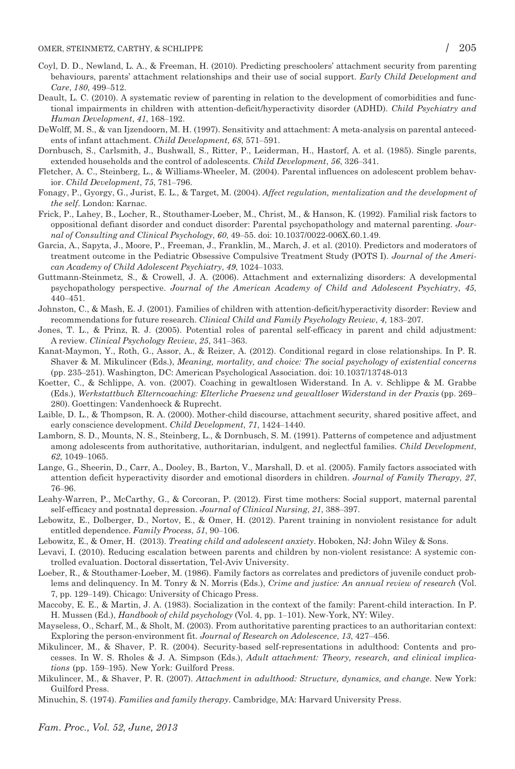Coyl, D. D., Newland, L. A., & Freeman, H. (2010). Predicting preschoolers' attachment security from parenting behaviours, parents' attachment relationships and their use of social support. *Early Child Development and Care*, *180*, 499–512.

Deault, L. C. (2010). A systematic review of parenting in relation to the development of comorbidities and functional impairments in children with attention-deficit/hyperactivity disorder (ADHD). *Child Psychiatry and Human Development*, *41*, 168–192.

DeWolff, M. S., & van Ijzendoorn, M. H. (1997). Sensitivity and attachment: A meta-analysis on parental antecedents of infant attachment. *Child Development*, *68*, 571–591.

Dornbusch, S., Carlsmith, J., Bushwall, S., Ritter, P., Leiderman, H., Hastorf, A. et al. (1985). Single parents, extended households and the control of adolescents. *Child Development*, *56*, 326–341.

Fletcher, A. C., Steinberg, L., & Williams-Wheeler, M. (2004). Parental influences on adolescent problem behavior. *Child Development*, *75*, 781–796.

Fonagy, P., Gyorgy, G., Jurist, E. L., & Target, M. (2004). *Affect regulation, mentalization and the development of the self*. London: Karnac.

Frick, P., Lahey, B., Locher, R., Stouthamer-Loeber, M., Christ, M., & Hanson, K. (1992). Familial risk factors to oppositional defiant disorder and conduct disorder: Parental psychopathology and maternal parenting. *Journal of Consulting and Clinical Psychology*, *60*, 49–55. doi: 10.1037/0022-006X.60.1.49.

Garcia, A., Sapyta, J., Moore, P., Freeman, J., Franklin, M., March, J. et al. (2010). Predictors and moderators of treatment outcome in the Pediatric Obsessive Compulsive Treatment Study (POTS I). *Journal of the American Academy of Child Adolescent Psychiatry*, *49*, 1024–1033.

Guttmann-Steinmetz, S., & Crowell, J. A. (2006). Attachment and externalizing disorders: A developmental psychopathology perspective. *Journal of the American Academy of Child and Adolescent Psychiatry*, *45*, 440–451.

Johnston, C., & Mash, E. J. (2001). Families of children with attention-deficit/hyperactivity disorder: Review and recommendations for future research. *Clinical Child and Family Psychology Review*, *4*, 183–207.

Jones, T. L., & Prinz, R. J. (2005). Potential roles of parental self-efficacy in parent and child adjustment: A review. *Clinical Psychology Review*, *25*, 341–363.

Kanat-Maymon, Y., Roth, G., Assor, A., & Reizer, A. (2012). Conditional regard in close relationships. In P. R. Shaver & M. Mikulincer (Eds.), *Meaning, mortality, and choice: The social psychology of existential concerns* (pp. 235–251). Washington, DC: American Psychological Association. doi: 10.1037/13748-013

Koetter, C., & Schlippe, A. von. (2007). Coaching in gewaltlosen Widerstand. In A. v. Schlippe & M. Grabbe (Eds.), *Werkstattbuch Elterncoaching: Elterliche Praesenz und gewaltloser Widerstand in der Praxis* (pp. 269–280). Goettingen: Vandenhoeck & Ruprecht.

Laible, D. L., & Thompson, R. A. (2000). Mother-child discourse, attachment security, shared positive affect, and early conscience development. *Child Development*, *71*, 1424–1440.

Lamborn, S. D., Mounts, N. S., Steinberg, L., & Dornbusch, S. M. (1991). Patterns of competence and adjustment among adolescents from authoritative, authoritarian, indulgent, and neglectful families. *Child Development*, *62*, 1049–1065.

Lange, G., Sheerin, D., Carr, A., Dooley, B., Barton, V., Marshall, D. et al. (2005). Family factors associated with attention deficit hyperactivity disorder and emotional disorders in children. *Journal of Family Therapy*, *27*, 76–96.

Leahy-Warren, P., McCarthy, G., & Corcoran, P. (2012). First time mothers: Social support, maternal parental self-efficacy and postnatal depression. *Journal of Clinical Nursing*, *21*, 388–397.

Lebowitz, E., Dolberger, D., Nortov, E., & Omer, H. (2012). Parent training in nonviolent resistance for adult entitled dependence. *Family Process*, *51*, 90–106.

Lebowitz, E., & Omer, H. (2013). *Treating child and adolescent anxiety*. Hoboken, NJ: John Wiley & Sons.

Levavi, I. (2010). Reducing escalation between parents and children by non-violent resistance: A systemic controlled evaluation. Doctoral dissertation, Tel-Aviv University.

Loeber, R., & Stouthamer-Loeber, M. (1986). Family factors as correlates and predictors of juvenile conduct problems and delinquency. In M. Tonry & N. Morris (Eds.), *Crime and justice: An annual review of research* (Vol. 7, pp. 129–149). Chicago: University of Chicago Press.

Maccoby, E. E., & Martin, J. A. (1983). Socialization in the context of the family: Parent-child interaction. In P. H. Mussen (Ed.), *Handbook of child psychology* (Vol. 4, pp. 1–101). New-York, NY: Wiley.

Mayseless, O., Scharf, M., & Sholt, M. (2003). From authoritative parenting practices to an authoritarian context: Exploring the person-environment fit. *Journal of Research on Adolescence*, *13*, 427–456.

Mikulincer, M., & Shaver, P. R. (2004). Security-based self-representations in adulthood: Contents and processes. In W. S. Rholes & J. A. Simpson (Eds.), *Adult attachment: Theory, research, and clinical implications* (pp. 159–195). New York: Guilford Press.

Mikulincer, M., & Shaver, P. R. (2007). *Attachment in adulthood: Structure, dynamics, and change*. New York: Guilford Press.

Minuchin, S. (1974). *Families and family therapy*. Cambridge, MA: Harvard University Press.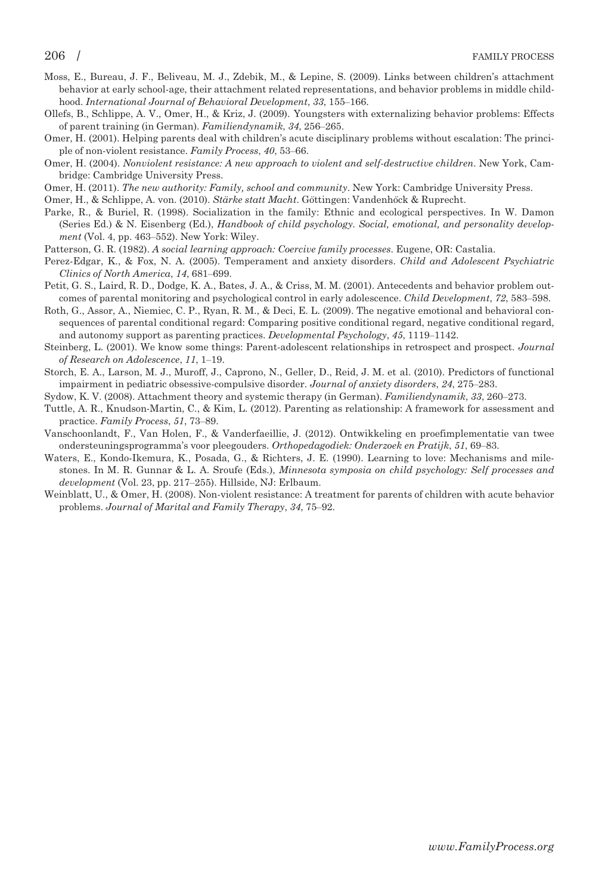Moss, E., Bureau, J. F., Beliveau, M. J., Zdebik, M., & Lepine, S. (2009). Links between children's attachment behavior at early school-age, their attachment related representations, and behavior problems in middle childhood. *International Journal of Behavioral Development*, *33*, 155–166.

Ollefs, B., Schlippe, A. V., Omer, H., & Kriz, J. (2009). Youngsters with externalizing behavior problems: Effects of parent training (in German). *Familiendynamik*, *34*, 256–265.

Omer, H. (2001). Helping parents deal with children's acute disciplinary problems without escalation: The principle of non-violent resistance. *Family Process*, *40*, 53–66.

Omer, H. (2004). *Nonviolent resistance: A new approach to violent and self-destructive children*. New York, Cambridge: Cambridge University Press.

Omer, H. (2011). *The new authority: Family, school and community*. New York: Cambridge University Press.

Omer, H., & Schlippe, A. von. (2010). *Stärke statt Macht*. Göttingen: Vandenhöck & Ruprecht.

Parke, R., & Buriel, R. (1998). Socialization in the family: Ethnic and ecological perspectives. In W. Damon (Series Ed.) & N. Eisenberg (Ed.), *Handbook of child psychology. Social, emotional, and personality development* (Vol. 4, pp. 463–552). New York: Wiley.

Patterson, G. R. (1982). *A social learning approach: Coercive family processes*. Eugene, OR: Castalia.

Perez-Edgar, K., & Fox, N. A. (2005). Temperament and anxiety disorders. *Child and Adolescent Psychiatric Clinics of North America*, *14*, 681–699.

Petit, G. S., Laird, R. D., Dodge, K. A., Bates, J. A., & Criss, M. M. (2001). Antecedents and behavior problem outcomes of parental monitoring and psychological control in early adolescence. *Child Development*, *72*, 583–598.

Roth, G., Assor, A., Niemiec, C. P., Ryan, R. M., & Deci, E. L. (2009). The negative emotional and behavioral consequences of parental conditional regard: Comparing positive conditional regard, negative conditional regard, and autonomy support as parenting practices. *Developmental Psychology*, *45*, 1119–1142.

Steinberg, L. (2001). We know some things: Parent-adolescent relationships in retrospect and prospect. *Journal of Research on Adolescence*, *11*, 1–19.

Storch, E. A., Larson, M. J., Muroff, J., Caprono, N., Geller, D., Reid, J. M. et al. (2010). Predictors of functional impairment in pediatric obsessive-compulsive disorder. *Journal of anxiety disorders*, *24*, 275–283.

Sydow, K. V. (2008). Attachment theory and systemic therapy (in German). *Familiendynamik*, *33*, 260–273.

Tuttle, A. R., Knudson-Martin, C., & Kim, L. (2012). Parenting as relationship: A framework for assessment and practice. *Family Process*, *51*, 73–89.

Vanschoonlandt, F., Van Holen, F., & Vanderfaeillie, J. (2012). Ontwikkeling en proefimplementatie van twee ondersteuningsprogramma's voor pleegouders. *Orthopedagogiek: Onderzoek en Pratijk*, *51*, 69–83.

Waters, E., Kondo-Ikemura, K., Posada, G., & Richters, J. E. (1990). Learning to love: Mechanisms and milestones. In M. R. Gunnar & L. A. Sroufe (Eds.), *Minnesota symposia on child psychology: Self processes and development* (Vol. 23, pp. 217–255). Hillside, NJ: Erlbaum.

Weinblatt, U., & Omer, H. (2008). Non-violent resistance: A treatment for parents of children with acute behavior problems. *Journal of Marital and Family Therapy*, *34*, 75–92.